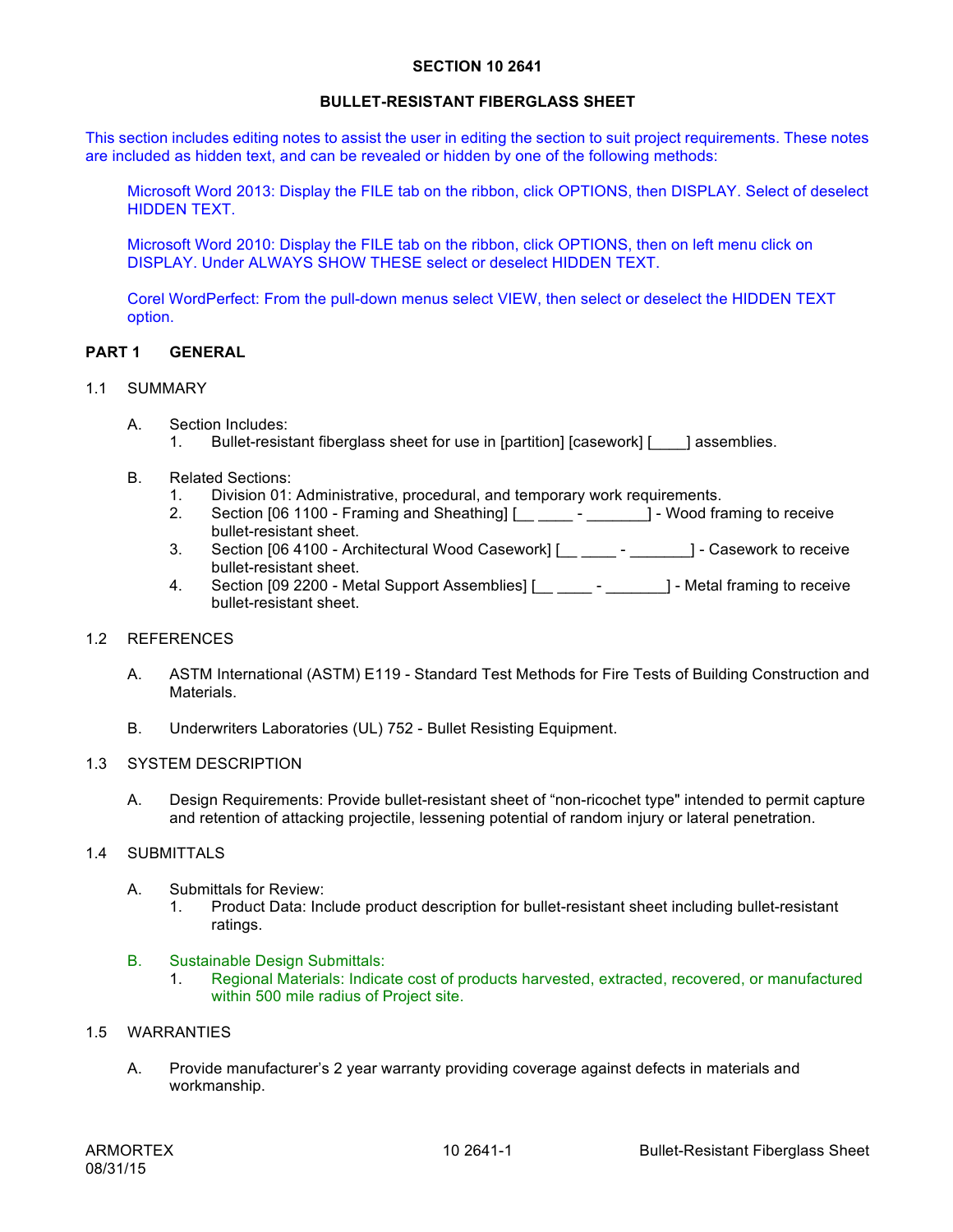# SECTION 10 2641

## BULLET-RESISTANT FIBERGLASS SHEET

This section includes editing notes to assist the user in editing the section to suit project requirements. These notes are included as hidden text, and can be revealed or hidden by one of the following methods:

Microsoft Word 2013: Display the FILE tab on the ribbon, click OPTIONS, then DISPLAY. Select of deselect HIDDEN TEXT.

Microsoft Word 2010: Display the FILE tab on the ribbon, click OPTIONS, then on left menu click on DISPLAY. Under ALWAYS SHOW THESE select or deselect HIDDEN TEXT.

Corel WordPerfect: From the pull-down menus select VIEW, then select or deselect the HIDDEN TEXT option.

## PART 1 GENERAL

### 1.1 SUMMARY

A. Section Includes:
   1. Bullet-resistant fiberglass sheet for use in [partition] [casework] [____] assemblies.

B. Related Sections:
   1. Division 01: Administrative, procedural, and temporary work requirements.
   2. Section [06 1100 - Framing and Sheathing] [__ ____ - _______] - Wood framing to receive bullet-resistant sheet.
   3. Section [06 4100 - Architectural Wood Casework] [__ ____ - _______] - Casework to receive bullet-resistant sheet.
   4. Section [09 2200 - Metal Support Assemblies] [__ ____ - _______] - Metal framing to receive bullet-resistant sheet.

### 1.2 REFERENCES

A. ASTM International (ASTM) E119 - Standard Test Methods for Fire Tests of Building Construction and Materials.

B. Underwriters Laboratories (UL) 752 - Bullet Resisting Equipment.

### 1.3 SYSTEM DESCRIPTION

A. Design Requirements: Provide bullet-resistant sheet of “non-ricochet type" intended to permit capture and retention of attacking projectile, lessening potential of random injury or lateral penetration.

### 1.4 SUBMITTALS

A. Submittals for Review:
   1. Product Data: Include product description for bullet-resistant sheet including bullet-resistant ratings.

B. Sustainable Design Submittals:
   1. Regional Materials: Indicate cost of products harvested, extracted, recovered, or manufactured within 500 mile radius of Project site.

### 1.5 WARRANTIES

A. Provide manufacturer’s 2 year warranty providing coverage against defects in materials and workmanship.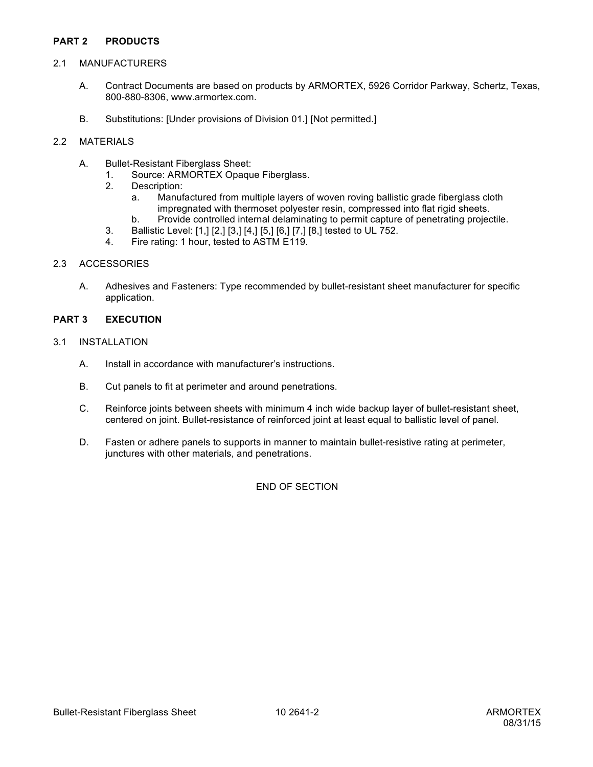## PART 2 PRODUCTS

### 2.1 MANUFACTURERS

A. Contract Documents are based on products by ARMORTEX, 5926 Corridor Parkway, Schertz, Texas, 800-880-8306, www.armortex.com.

B. Substitutions: [Under provisions of Division 01.] [Not permitted.]

### 2.2 MATERIALS

A. Bullet-Resistant Fiberglass Sheet:
   1. Source: ARMORTEX Opaque Fiberglass.
   2. Description:
      a. Manufactured from multiple layers of woven roving ballistic grade fiberglass cloth impregnated with thermoset polyester resin, compressed into flat rigid sheets.
      b. Provide controlled internal delaminating to permit capture of penetrating projectile.
   3. Ballistic Level: [1,] [2,] [3,] [4,] [5,] [6,] [7,] [8,] tested to UL 752.
   4. Fire rating: 1 hour, tested to ASTM E119.

### 2.3 ACCESSORIES

A. Adhesives and Fasteners: Type recommended by bullet-resistant sheet manufacturer for specific application.

## PART 3 EXECUTION

### 3.1 INSTALLATION

A. Install in accordance with manufacturer's instructions.

B. Cut panels to fit at perimeter and around penetrations.

C. Reinforce joints between sheets with minimum 4 inch wide backup layer of bullet-resistant sheet, centered on joint. Bullet-resistance of reinforced joint at least equal to ballistic level of panel.

D. Fasten or adhere panels to supports in manner to maintain bullet-resistive rating at perimeter, junctures with other materials, and penetrations.

END OF SECTION